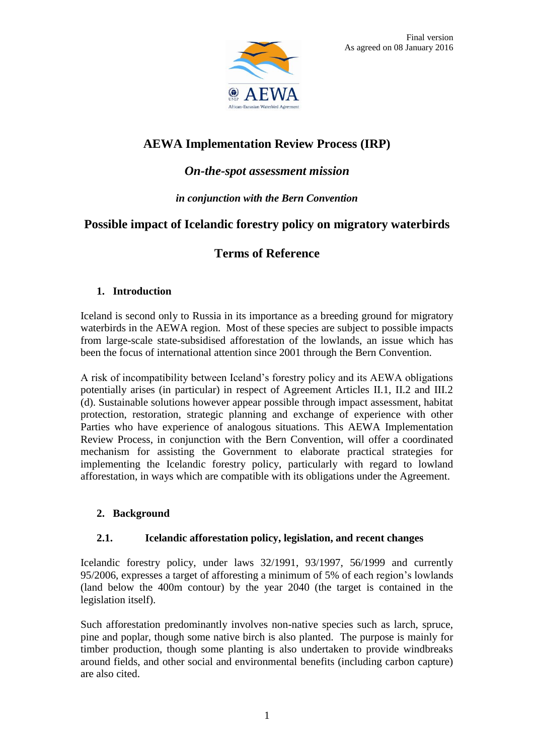Final version
As agreed on 08 January 2016

# AEWA Implementation Review Process (IRP)

## *On-the-spot assessment mission*

### *in conjunction with the Bern Convention*

## Possible impact of Icelandic forestry policy on migratory waterbirds

## Terms of Reference

### 1. Introduction

Iceland is second only to Russia in its importance as a breeding ground for migratory waterbirds in the AEWA region. Most of these species are subject to possible impacts from large-scale state-subsidised afforestation of the lowlands, an issue which has been the focus of international attention since 2001 through the Bern Convention.

A risk of incompatibility between Iceland's forestry policy and its AEWA obligations potentially arises (in particular) in respect of Agreement Articles II.1, II.2 and III.2 (d). Sustainable solutions however appear possible through impact assessment, habitat protection, restoration, strategic planning and exchange of experience with other Parties who have experience of analogous situations. This AEWA Implementation Review Process, in conjunction with the Bern Convention, will offer a coordinated mechanism for assisting the Government to elaborate practical strategies for implementing the Icelandic forestry policy, particularly with regard to lowland afforestation, in ways which are compatible with its obligations under the Agreement.

### 2. Background

#### 2.1. Icelandic afforestation policy, legislation, and recent changes

Icelandic forestry policy, under laws 32/1991, 93/1997, 56/1999 and currently 95/2006, expresses a target of afforesting a minimum of 5% of each region's lowlands (land below the 400m contour) by the year 2040 (the target is contained in the legislation itself).

Such afforestation predominantly involves non-native species such as larch, spruce, pine and poplar, though some native birch is also planted. The purpose is mainly for timber production, though some planting is also undertaken to provide windbreaks around fields, and other social and environmental benefits (including carbon capture) are also cited.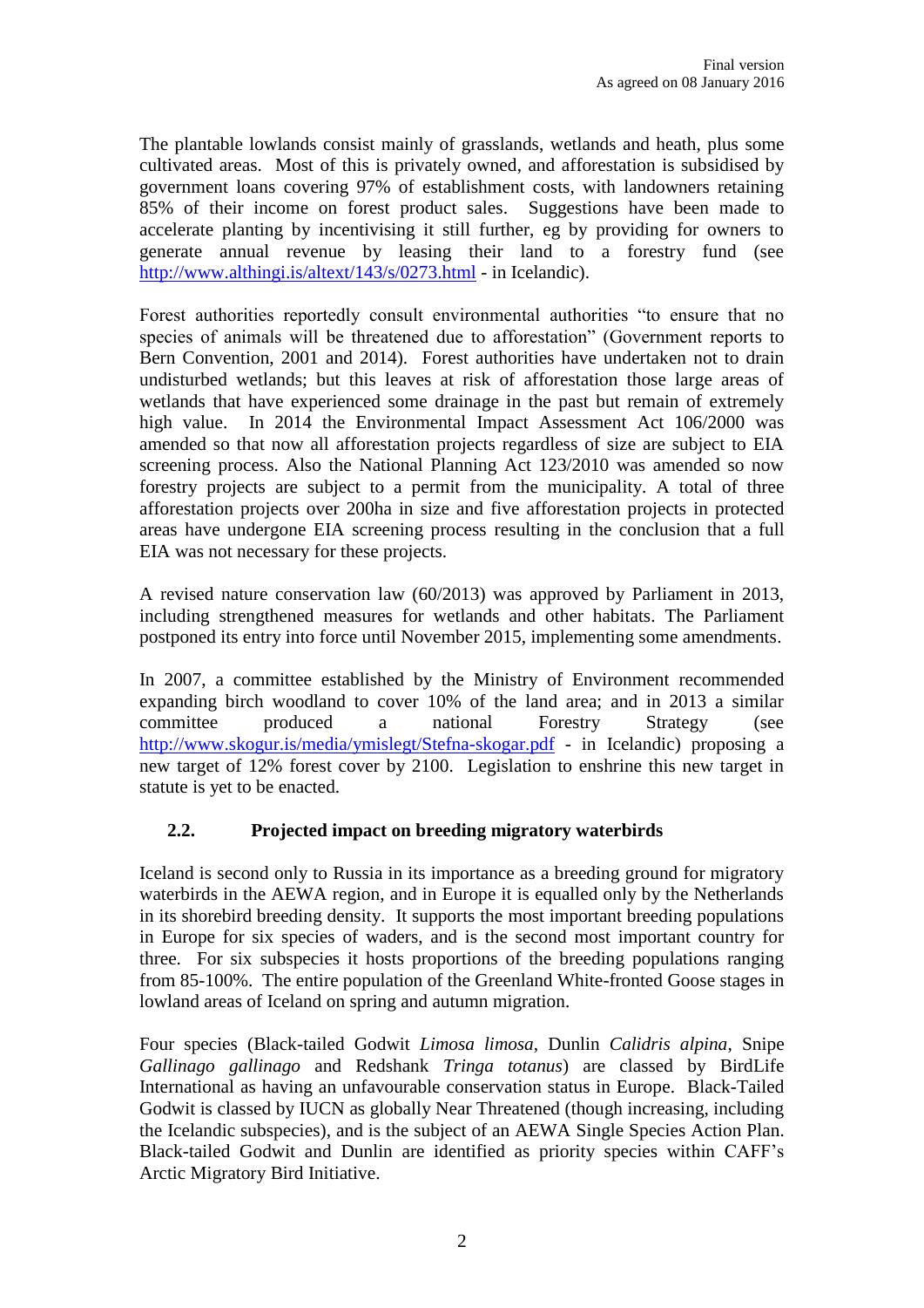The plantable lowlands consist mainly of grasslands, wetlands and heath, plus some cultivated areas. Most of this is privately owned, and afforestation is subsidised by government loans covering 97% of establishment costs, with landowners retaining 85% of their income on forest product sales. Suggestions have been made to accelerate planting by incentivising it still further, eg by providing for owners to generate annual revenue by leasing their land to a forestry fund (see http://www.althingi.is/altext/143/s/0273.html - in Icelandic).

Forest authorities reportedly consult environmental authorities "to ensure that no species of animals will be threatened due to afforestation" (Government reports to Bern Convention, 2001 and 2014). Forest authorities have undertaken not to drain undisturbed wetlands; but this leaves at risk of afforestation those large areas of wetlands that have experienced some drainage in the past but remain of extremely high value. In 2014 the Environmental Impact Assessment Act 106/2000 was amended so that now all afforestation projects regardless of size are subject to EIA screening process. Also the National Planning Act 123/2010 was amended so now forestry projects are subject to a permit from the municipality. A total of three afforestation projects over 200ha in size and five afforestation projects in protected areas have undergone EIA screening process resulting in the conclusion that a full EIA was not necessary for these projects.

A revised nature conservation law (60/2013) was approved by Parliament in 2013, including strengthened measures for wetlands and other habitats. The Parliament postponed its entry into force until November 2015, implementing some amendments.

In 2007, a committee established by the Ministry of Environment recommended expanding birch woodland to cover 10% of the land area; and in 2013 a similar committee produced a national Forestry Strategy (see http://www.skogur.is/media/ymislegt/Stefna-skogar.pdf - in Icelandic) proposing a new target of 12% forest cover by 2100. Legislation to enshrine this new target in statute is yet to be enacted.

## 2.2. Projected impact on breeding migratory waterbirds

Iceland is second only to Russia in its importance as a breeding ground for migratory waterbirds in the AEWA region, and in Europe it is equalled only by the Netherlands in its shorebird breeding density. It supports the most important breeding populations in Europe for six species of waders, and is the second most important country for three. For six subspecies it hosts proportions of the breeding populations ranging from 85-100%. The entire population of the Greenland White-fronted Goose stages in lowland areas of Iceland on spring and autumn migration.

Four species (Black-tailed Godwit *Limosa limosa*, Dunlin *Calidris alpina*, Snipe *Gallinago gallinago* and Redshank *Tringa totanus*) are classed by BirdLife International as having an unfavourable conservation status in Europe. Black-Tailed Godwit is classed by IUCN as globally Near Threatened (though increasing, including the Icelandic subspecies), and is the subject of an AEWA Single Species Action Plan. Black-tailed Godwit and Dunlin are identified as priority species within CAFF's Arctic Migratory Bird Initiative.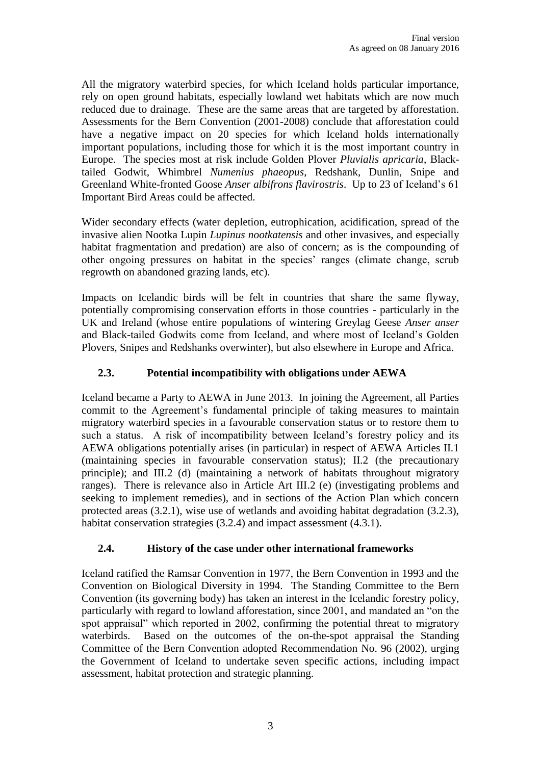All the migratory waterbird species, for which Iceland holds particular importance, rely on open ground habitats, especially lowland wet habitats which are now much reduced due to drainage. These are the same areas that are targeted by afforestation. Assessments for the Bern Convention (2001-2008) conclude that afforestation could have a negative impact on 20 species for which Iceland holds internationally important populations, including those for which it is the most important country in Europe. The species most at risk include Golden Plover *Pluvialis apricaria*, Black-tailed Godwit, Whimbrel *Numenius phaeopus*, Redshank, Dunlin, Snipe and Greenland White-fronted Goose *Anser albifrons flavirostris*. Up to 23 of Iceland's 61 Important Bird Areas could be affected.

Wider secondary effects (water depletion, eutrophication, acidification, spread of the invasive alien Nootka Lupin *Lupinus nootkatensis* and other invasives, and especially habitat fragmentation and predation) are also of concern; as is the compounding of other ongoing pressures on habitat in the species' ranges (climate change, scrub regrowth on abandoned grazing lands, etc).

Impacts on Icelandic birds will be felt in countries that share the same flyway, potentially compromising conservation efforts in those countries - particularly in the UK and Ireland (whose entire populations of wintering Greylag Geese *Anser anser* and Black-tailed Godwits come from Iceland, and where most of Iceland's Golden Plovers, Snipes and Redshanks overwinter), but also elsewhere in Europe and Africa.

## 2.3. Potential incompatibility with obligations under AEWA

Iceland became a Party to AEWA in June 2013. In joining the Agreement, all Parties commit to the Agreement's fundamental principle of taking measures to maintain migratory waterbird species in a favourable conservation status or to restore them to such a status. A risk of incompatibility between Iceland's forestry policy and its AEWA obligations potentially arises (in particular) in respect of AEWA Articles II.1 (maintaining species in favourable conservation status); II.2 (the precautionary principle); and III.2 (d) (maintaining a network of habitats throughout migratory ranges). There is relevance also in Article Art III.2 (e) (investigating problems and seeking to implement remedies), and in sections of the Action Plan which concern protected areas (3.2.1), wise use of wetlands and avoiding habitat degradation (3.2.3), habitat conservation strategies (3.2.4) and impact assessment (4.3.1).

## 2.4. History of the case under other international frameworks

Iceland ratified the Ramsar Convention in 1977, the Bern Convention in 1993 and the Convention on Biological Diversity in 1994. The Standing Committee to the Bern Convention (its governing body) has taken an interest in the Icelandic forestry policy, particularly with regard to lowland afforestation, since 2001, and mandated an "on the spot appraisal" which reported in 2002, confirming the potential threat to migratory waterbirds. Based on the outcomes of the on-the-spot appraisal the Standing Committee of the Bern Convention adopted Recommendation No. 96 (2002), urging the Government of Iceland to undertake seven specific actions, including impact assessment, habitat protection and strategic planning.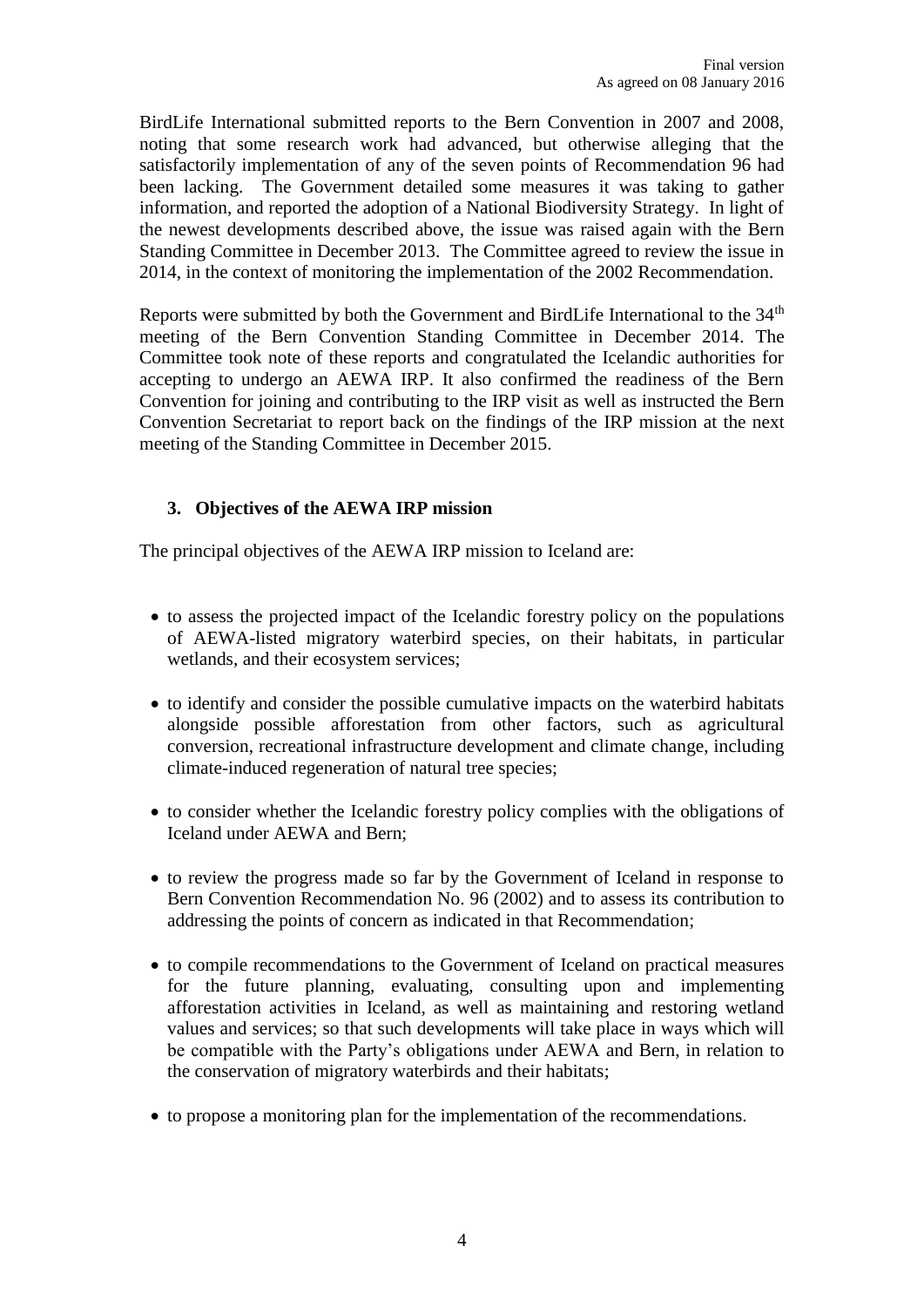BirdLife International submitted reports to the Bern Convention in 2007 and 2008, noting that some research work had advanced, but otherwise alleging that the satisfactorily implementation of any of the seven points of Recommendation 96 had been lacking. The Government detailed some measures it was taking to gather information, and reported the adoption of a National Biodiversity Strategy. In light of the newest developments described above, the issue was raised again with the Bern Standing Committee in December 2013. The Committee agreed to review the issue in 2014, in the context of monitoring the implementation of the 2002 Recommendation.

Reports were submitted by both the Government and BirdLife International to the 34th meeting of the Bern Convention Standing Committee in December 2014. The Committee took note of these reports and congratulated the Icelandic authorities for accepting to undergo an AEWA IRP. It also confirmed the readiness of the Bern Convention for joining and contributing to the IRP visit as well as instructed the Bern Convention Secretariat to report back on the findings of the IRP mission at the next meeting of the Standing Committee in December 2015.

## 3. Objectives of the AEWA IRP mission

The principal objectives of the AEWA IRP mission to Iceland are:

- to assess the projected impact of the Icelandic forestry policy on the populations of AEWA-listed migratory waterbird species, on their habitats, in particular wetlands, and their ecosystem services;
- to identify and consider the possible cumulative impacts on the waterbird habitats alongside possible afforestation from other factors, such as agricultural conversion, recreational infrastructure development and climate change, including climate-induced regeneration of natural tree species;
- to consider whether the Icelandic forestry policy complies with the obligations of Iceland under AEWA and Bern;
- to review the progress made so far by the Government of Iceland in response to Bern Convention Recommendation No. 96 (2002) and to assess its contribution to addressing the points of concern as indicated in that Recommendation;
- to compile recommendations to the Government of Iceland on practical measures for the future planning, evaluating, consulting upon and implementing afforestation activities in Iceland, as well as maintaining and restoring wetland values and services; so that such developments will take place in ways which will be compatible with the Party's obligations under AEWA and Bern, in relation to the conservation of migratory waterbirds and their habitats;
- to propose a monitoring plan for the implementation of the recommendations.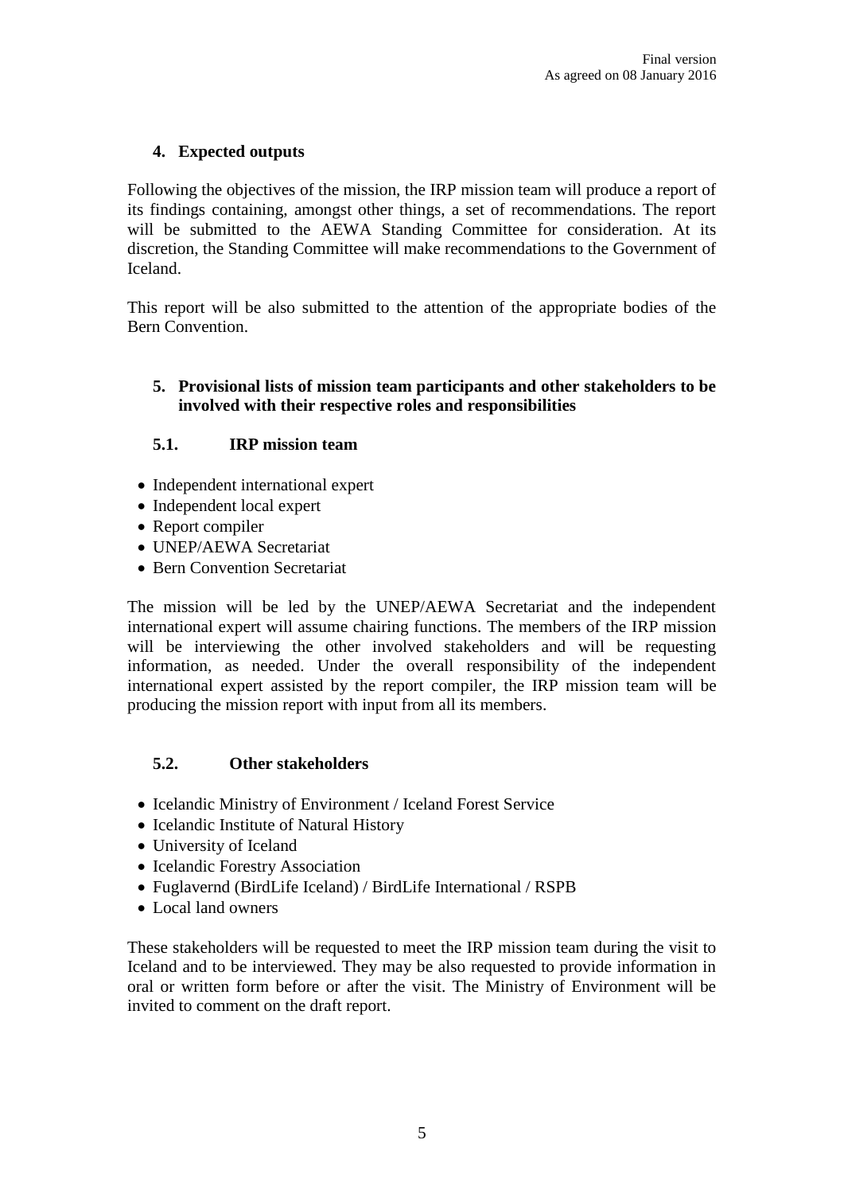Final version
As agreed on 08 January 2016

## 4. Expected outputs

Following the objectives of the mission, the IRP mission team will produce a report of its findings containing, amongst other things, a set of recommendations. The report will be submitted to the AEWA Standing Committee for consideration. At its discretion, the Standing Committee will make recommendations to the Government of Iceland.

This report will be also submitted to the attention of the appropriate bodies of the Bern Convention.

## 5. Provisional lists of mission team participants and other stakeholders to be involved with their respective roles and responsibilities

### 5.1. IRP mission team

- Independent international expert
- Independent local expert
- Report compiler
- UNEP/AEWA Secretariat
- Bern Convention Secretariat

The mission will be led by the UNEP/AEWA Secretariat and the independent international expert will assume chairing functions. The members of the IRP mission will be interviewing the other involved stakeholders and will be requesting information, as needed. Under the overall responsibility of the independent international expert assisted by the report compiler, the IRP mission team will be producing the mission report with input from all its members.

### 5.2. Other stakeholders

- Icelandic Ministry of Environment / Iceland Forest Service
- Icelandic Institute of Natural History
- University of Iceland
- Icelandic Forestry Association
- Fuglavernd (BirdLife Iceland) / BirdLife International / RSPB
- Local land owners

These stakeholders will be requested to meet the IRP mission team during the visit to Iceland and to be interviewed. They may be also requested to provide information in oral or written form before or after the visit. The Ministry of Environment will be invited to comment on the draft report.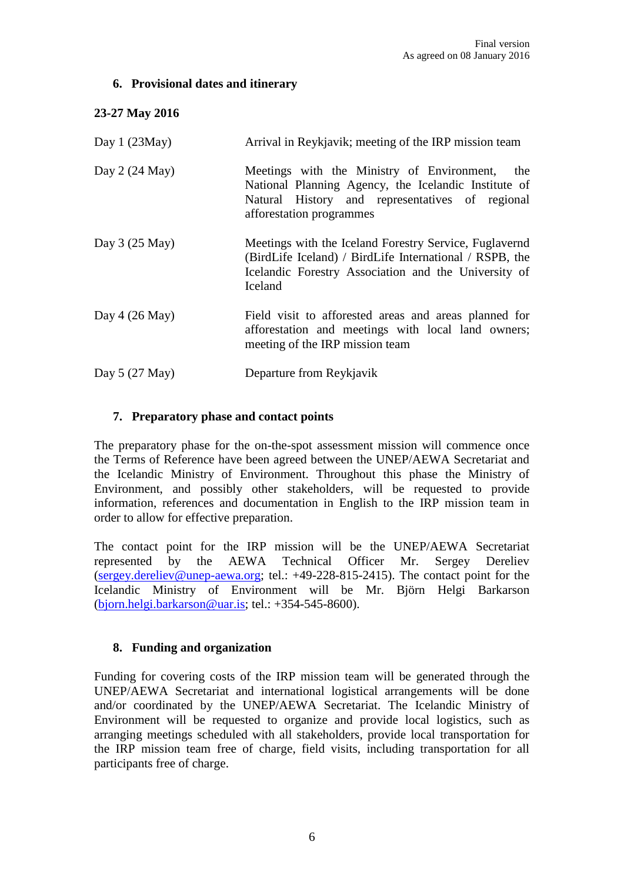Final version
As agreed on 08 January 2016

## 6. Provisional dates and itinerary

**23-27 May 2016**

| | |
|---|---|
| Day 1 (23May) | Arrival in Reykjavik; meeting of the IRP mission team |
| Day 2 (24 May) | Meetings with the Ministry of Environment, the National Planning Agency, the Icelandic Institute of Natural History and representatives of regional afforestation programmes |
| Day 3 (25 May) | Meetings with the Iceland Forestry Service, Fuglavernd (BirdLife Iceland) / BirdLife International / RSPB, the Icelandic Forestry Association and the University of Iceland |
| Day 4 (26 May) | Field visit to afforested areas and areas planned for afforestation and meetings with local land owners; meeting of the IRP mission team |
| Day 5 (27 May) | Departure from Reykjavik |

## 7. Preparatory phase and contact points

The preparatory phase for the on-the-spot assessment mission will commence once the Terms of Reference have been agreed between the UNEP/AEWA Secretariat and the Icelandic Ministry of Environment. Throughout this phase the Ministry of Environment, and possibly other stakeholders, will be requested to provide information, references and documentation in English to the IRP mission team in order to allow for effective preparation.

The contact point for the IRP mission will be the UNEP/AEWA Secretariat represented by the AEWA Technical Officer Mr. Sergey Dereliev (sergey.dereliev@unep-aewa.org; tel.: +49-228-815-2415). The contact point for the Icelandic Ministry of Environment will be Mr. Björn Helgi Barkarson (bjorn.helgi.barkarson@uar.is; tel.: +354-545-8600).

## 8. Funding and organization

Funding for covering costs of the IRP mission team will be generated through the UNEP/AEWA Secretariat and international logistical arrangements will be done and/or coordinated by the UNEP/AEWA Secretariat. The Icelandic Ministry of Environment will be requested to organize and provide local logistics, such as arranging meetings scheduled with all stakeholders, provide local transportation for the IRP mission team free of charge, field visits, including transportation for all participants free of charge.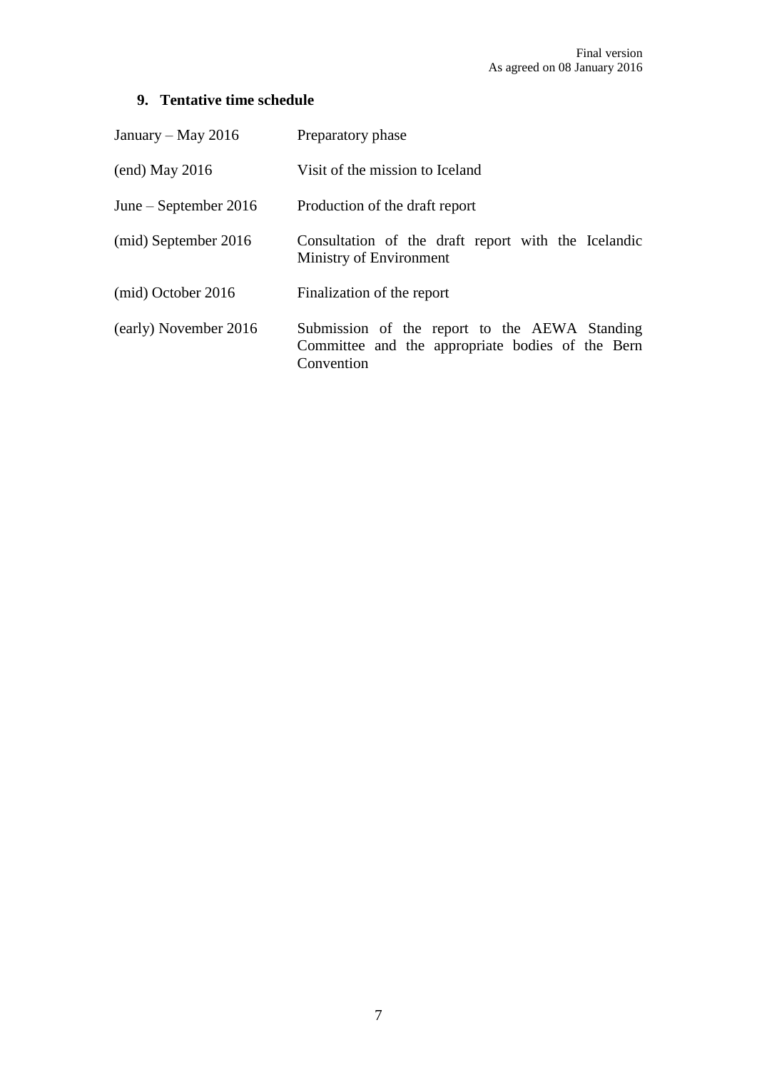Final version
As agreed on 08 January 2016

## 9. Tentative time schedule

| | |
|---|---|
| January – May 2016 | Preparatory phase |
| (end) May 2016 | Visit of the mission to Iceland |
| June – September 2016 | Production of the draft report |
| (mid) September 2016 | Consultation of the draft report with the Icelandic Ministry of Environment |
| (mid) October 2016 | Finalization of the report |
| (early) November 2016 | Submission of the report to the AEWA Standing Committee and the appropriate bodies of the Bern Convention |